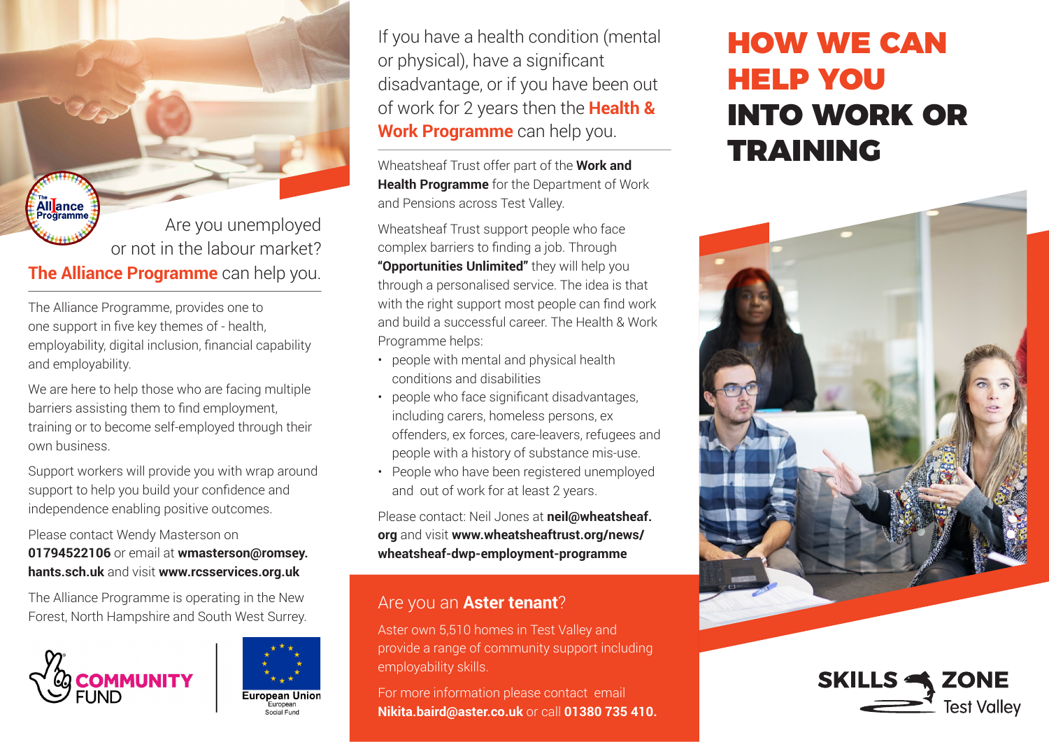Are you unemployed or not in the labour market?

**The Alliance Programme** can help you.

The Alliance Programme, provides one to one support in five key themes of - health, employability, digital inclusion, financial capability and employability.

We are here to help those who are facing multiple barriers assisting them to find employment, training or to become self-employed through their own business.

Support workers will provide you with wrap around support to help you build your confidence and independence enabling positive outcomes.

Please contact Wendy Masterson on **01794522106** or email at **wmasterson@romsey.hants.sch.uk** and visit **www.rcsservices.org.uk**

The Alliance Programme is operating in the New Forest, North Hampshire and South West Surrey.

COMMUNITY FUND

European Union
European Social Fund

If you have a health condition (mental or physical), have a significant disadvantage, or if you have been out of work for 2 years then the **Health & Work Programme** can help you.

Wheatsheaf Trust offer part of the **Work and Health Programme** for the Department of Work and Pensions across Test Valley.

Wheatsheaf Trust support people who face complex barriers to finding a job. Through **"Opportunities Unlimited"** they will help you through a personalised service. The idea is that with the right support most people can find work and build a successful career. The Health & Work Programme helps:

- people with mental and physical health conditions and disabilities
- people who face significant disadvantages, including carers, homeless persons, ex offenders, ex forces, care-leavers, refugees and people with a history of substance mis-use.
- People who have been registered unemployed and out of work for at least 2 years.

Please contact: Neil Jones at **neil@wheatsheaf.org** and visit **www.wheatsheaftrust.org/news/wheatsheaf-dwp-employment-programme**

## Are you an **Aster tenant**?

Aster own 5,510 homes in Test Valley and provide a range of community support including employability skills.

For more information please contact email **Nikita.baird@aster.co.uk** or call **01380 735 410.**

# HOW WE CAN HELP YOU INTO WORK OR TRAINING

SKILLS ZONE
Test Valley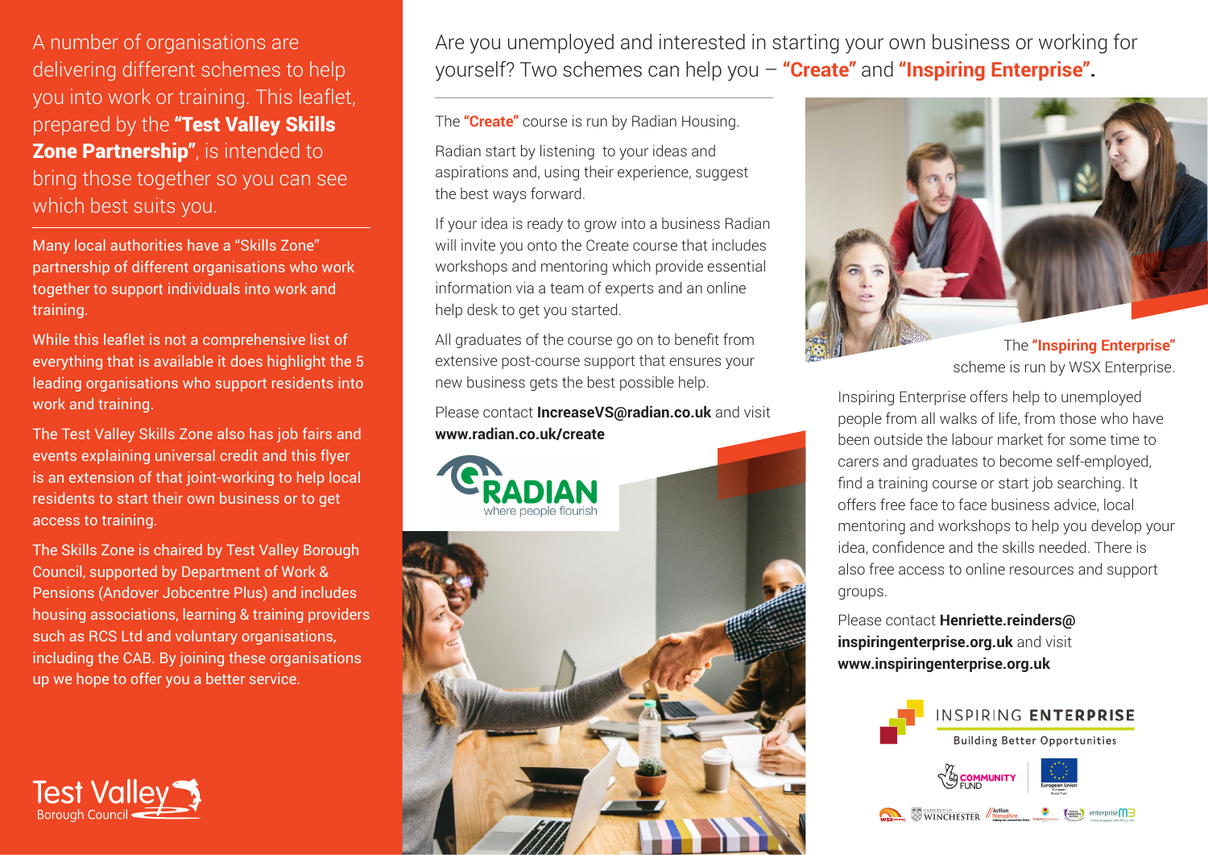A number of organisations are delivering different schemes to help you into work or training. This leaflet, prepared by the **"Test Valley Skills Zone Partnership"**, is intended to bring those together so you can see which best suits you.

Many local authorities have a "Skills Zone" partnership of different organisations who work together to support individuals into work and training.

While this leaflet is not a comprehensive list of everything that is available it does highlight the 5 leading organisations who support residents into work and training.

The Test Valley Skills Zone also has job fairs and events explaining universal credit and this flyer is an extension of that joint-working to help local residents to start their own business or to get access to training.

The Skills Zone is chaired by Test Valley Borough Council, supported by Department of Work & Pensions (Andover Jobcentre Plus) and includes housing associations, learning & training providers such as RCS Ltd and voluntary organisations, including the CAB. By joining these organisations up we hope to offer you a better service.

Test Valley Borough Council

## Are you unemployed and interested in starting your own business or working for yourself? Two schemes can help you – **"Create"** and **"Inspiring Enterprise"**.

The **"Create"** course is run by Radian Housing.

Radian start by listening to your ideas and aspirations and, using their experience, suggest the best ways forward.

If your idea is ready to grow into a business Radian will invite you onto the Create course that includes workshops and mentoring which provide essential information via a team of experts and an online help desk to get you started.

All graduates of the course go on to benefit from extensive post-course support that ensures your new business gets the best possible help.

Please contact **IncreaseVS@radian.co.uk** and visit **www.radian.co.uk/create**

RADIAN where people flourish

The **"Inspiring Enterprise"** scheme is run by WSX Enterprise.

Inspiring Enterprise offers help to unemployed people from all walks of life, from those who have been outside the labour market for some time to carers and graduates to become self-employed, find a training course or start job searching. It offers free face to face business advice, local mentoring and workshops to help you develop your idea, confidence and the skills needed. There is also free access to online resources and support groups.

Please contact **Henriette.reinders@inspiringenterprise.org.uk** and visit **www.inspiringenterprise.org.uk**

INSPIRING ENTERPRISE
Building Better Opportunities